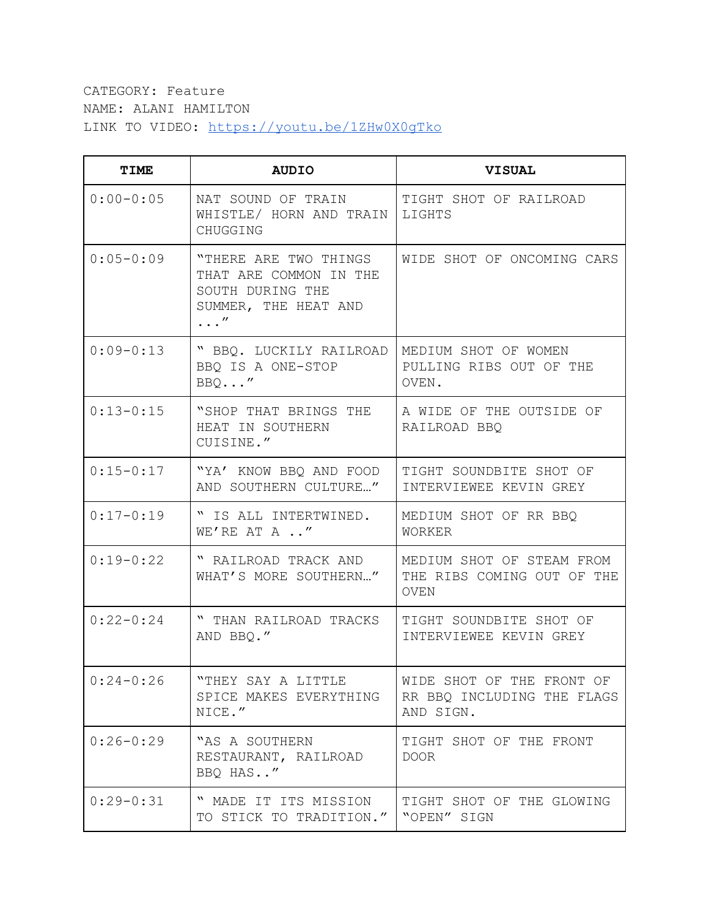CATEGORY: Feature
NAME: ALANI HAMILTON
LINK TO VIDEO: https://youtu.be/1ZHw0X0gTko

| TIME | AUDIO | VISUAL |
|---|---|---|
| 0:00-0:05 | NAT SOUND OF TRAIN WHISTLE/ HORN AND TRAIN CHUGGING | TIGHT SHOT OF RAILROAD LIGHTS |
| 0:05-0:09 | "THERE ARE TWO THINGS THAT ARE COMMON IN THE SOUTH DURING THE SUMMER, THE HEAT AND ..." | WIDE SHOT OF ONCOMING CARS |
| 0:09-0:13 | " BBQ. LUCKILY RAILROAD BBQ IS A ONE-STOP BBQ..." | MEDIUM SHOT OF WOMEN PULLING RIBS OUT OF THE OVEN. |
| 0:13-0:15 | "SHOP THAT BRINGS THE HEAT IN SOUTHERN CUISINE." | A WIDE OF THE OUTSIDE OF RAILROAD BBQ |
| 0:15-0:17 | "YA' KNOW BBQ AND FOOD AND SOUTHERN CULTURE…" | TIGHT SOUNDBITE SHOT OF INTERVIEWEE KEVIN GREY |
| 0:17-0:19 | " IS ALL INTERTWINED. WE'RE AT A .." | MEDIUM SHOT OF RR BBQ WORKER |
| 0:19-0:22 | " RAILROAD TRACK AND WHAT'S MORE SOUTHERN…" | MEDIUM SHOT OF STEAM FROM THE RIBS COMING OUT OF THE OVEN |
| 0:22-0:24 | " THAN RAILROAD TRACKS AND BBQ." | TIGHT SOUNDBITE SHOT OF INTERVIEWEE KEVIN GREY |
| 0:24-0:26 | "THEY SAY A LITTLE SPICE MAKES EVERYTHING NICE." | WIDE SHOT OF THE FRONT OF RR BBQ INCLUDING THE FLAGS AND SIGN. |
| 0:26-0:29 | "AS A SOUTHERN RESTAURANT, RAILROAD BBQ HAS.." | TIGHT SHOT OF THE FRONT DOOR |
| 0:29-0:31 | " MADE IT ITS MISSION TO STICK TO TRADITION." | TIGHT SHOT OF THE GLOWING "OPEN" SIGN |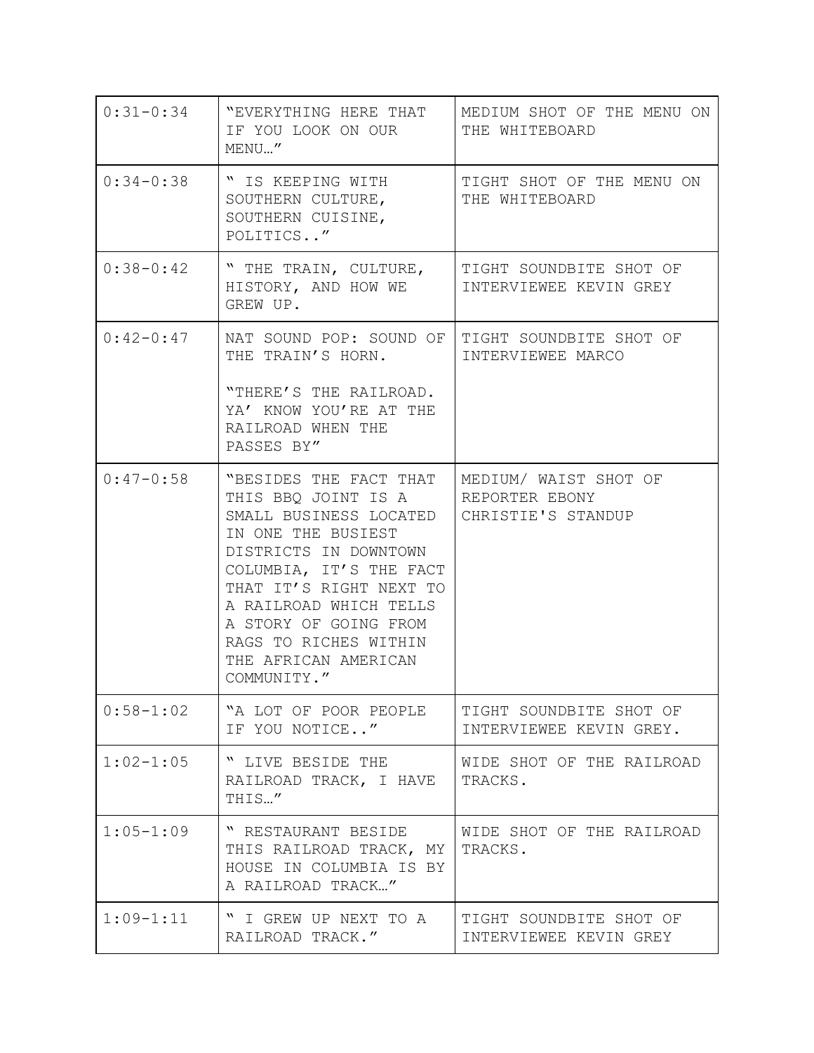| 0:31-0:34 | "EVERYTHING HERE THAT IF YOU LOOK ON OUR MENU…" | MEDIUM SHOT OF THE MENU ON THE WHITEBOARD |
|---|---|---|
| 0:34-0:38 | " IS KEEPING WITH SOUTHERN CULTURE, SOUTHERN CUISINE, POLITICS.." | TIGHT SHOT OF THE MENU ON THE WHITEBOARD |
| 0:38-0:42 | " THE TRAIN, CULTURE, HISTORY, AND HOW WE GREW UP. | TIGHT SOUNDBITE SHOT OF INTERVIEWEE KEVIN GREY |
| 0:42-0:47 | NAT SOUND POP: SOUND OF THE TRAIN'S HORN.<br><br>"THERE'S THE RAILROAD. YA' KNOW YOU'RE AT THE RAILROAD WHEN THE PASSES BY" | TIGHT SOUNDBITE SHOT OF INTERVIEWEE MARCO |
| 0:47-0:58 | "BESIDES THE FACT THAT THIS BBQ JOINT IS A SMALL BUSINESS LOCATED IN ONE THE BUSIEST DISTRICTS IN DOWNTOWN COLUMBIA, IT'S THE FACT THAT IT'S RIGHT NEXT TO A RAILROAD WHICH TELLS A STORY OF GOING FROM RAGS TO RICHES WITHIN THE AFRICAN AMERICAN COMMUNITY." | MEDIUM/ WAIST SHOT OF REPORTER EBONY CHRISTIE'S STANDUP |
| 0:58-1:02 | "A LOT OF POOR PEOPLE IF YOU NOTICE.." | TIGHT SOUNDBITE SHOT OF INTERVIEWEE KEVIN GREY. |
| 1:02-1:05 | " LIVE BESIDE THE RAILROAD TRACK, I HAVE THIS…" | WIDE SHOT OF THE RAILROAD TRACKS. |
| 1:05-1:09 | " RESTAURANT BESIDE THIS RAILROAD TRACK, MY HOUSE IN COLUMBIA IS BY A RAILROAD TRACK…" | WIDE SHOT OF THE RAILROAD TRACKS. |
| 1:09-1:11 | " I GREW UP NEXT TO A RAILROAD TRACK." | TIGHT SOUNDBITE SHOT OF INTERVIEWEE KEVIN GREY |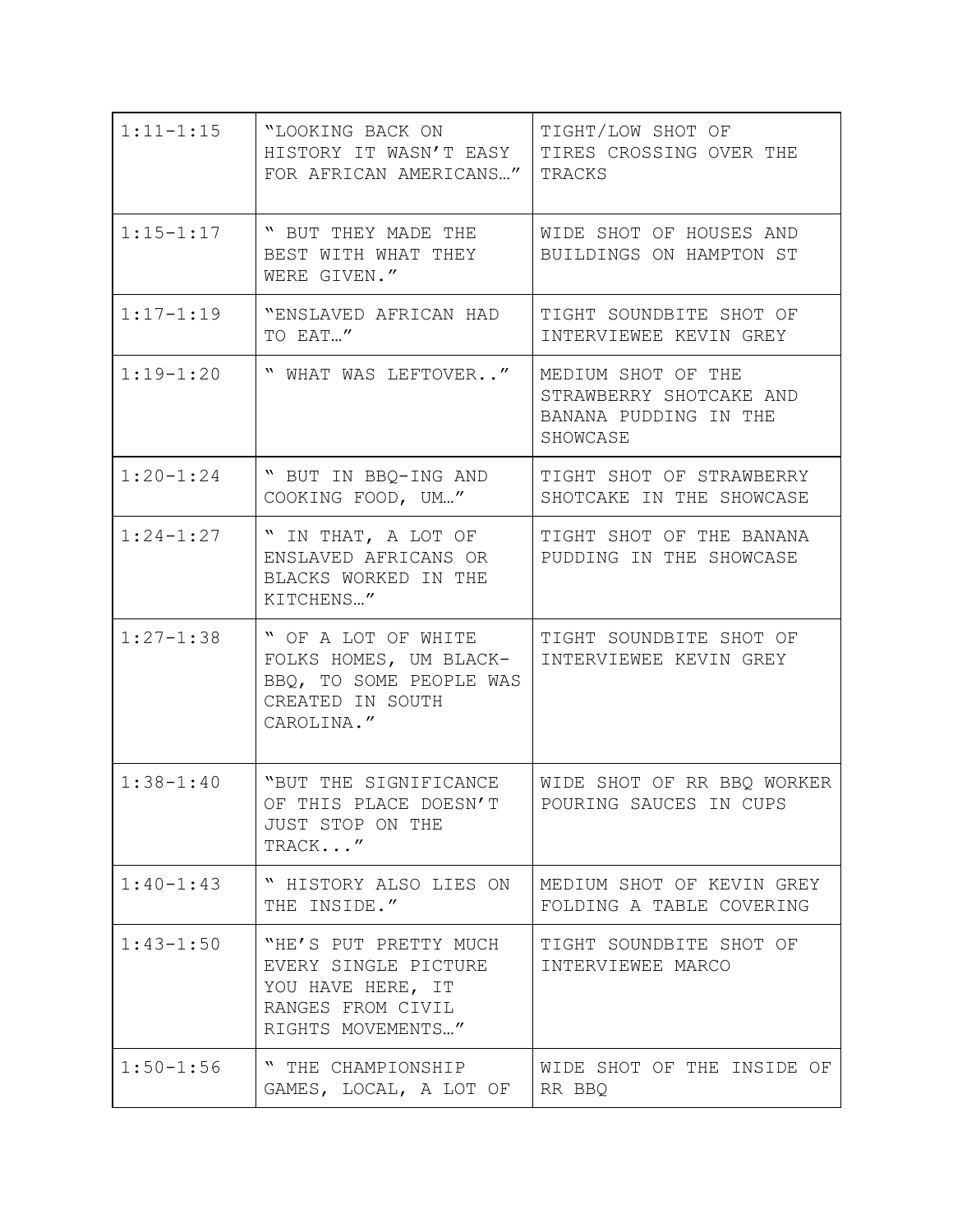| 1:11-1:15 | "LOOKING BACK ON HISTORY IT WASN'T EASY FOR AFRICAN AMERICANS…" | TIGHT/LOW SHOT OF TIRES CROSSING OVER THE TRACKS |
|---|---|---|
| 1:15-1:17 | " BUT THEY MADE THE BEST WITH WHAT THEY WERE GIVEN." | WIDE SHOT OF HOUSES AND BUILDINGS ON HAMPTON ST |
| 1:17-1:19 | "ENSLAVED AFRICAN HAD TO EAT…" | TIGHT SOUNDBITE SHOT OF INTERVIEWEE KEVIN GREY |
| 1:19-1:20 | " WHAT WAS LEFTOVER.." | MEDIUM SHOT OF THE STRAWBERRY SHOTCAKE AND BANANA PUDDING IN THE SHOWCASE |
| 1:20-1:24 | " BUT IN BBQ-ING AND COOKING FOOD, UM…" | TIGHT SHOT OF STRAWBERRY SHOTCAKE IN THE SHOWCASE |
| 1:24-1:27 | " IN THAT, A LOT OF ENSLAVED AFRICANS OR BLACKS WORKED IN THE KITCHENS…" | TIGHT SHOT OF THE BANANA PUDDING IN THE SHOWCASE |
| 1:27-1:38 | " OF A LOT OF WHITE FOLKS HOMES, UM BLACK-BBQ, TO SOME PEOPLE WAS CREATED IN SOUTH CAROLINA." | TIGHT SOUNDBITE SHOT OF INTERVIEWEE KEVIN GREY |
| 1:38-1:40 | "BUT THE SIGNIFICANCE OF THIS PLACE DOESN'T JUST STOP ON THE TRACK..." | WIDE SHOT OF RR BBQ WORKER POURING SAUCES IN CUPS |
| 1:40-1:43 | " HISTORY ALSO LIES ON THE INSIDE." | MEDIUM SHOT OF KEVIN GREY FOLDING A TABLE COVERING |
| 1:43-1:50 | "HE'S PUT PRETTY MUCH EVERY SINGLE PICTURE YOU HAVE HERE, IT RANGES FROM CIVIL RIGHTS MOVEMENTS…" | TIGHT SOUNDBITE SHOT OF INTERVIEWEE MARCO |
| 1:50-1:56 | " THE CHAMPIONSHIP GAMES, LOCAL, A LOT OF | WIDE SHOT OF THE INSIDE OF RR BBQ |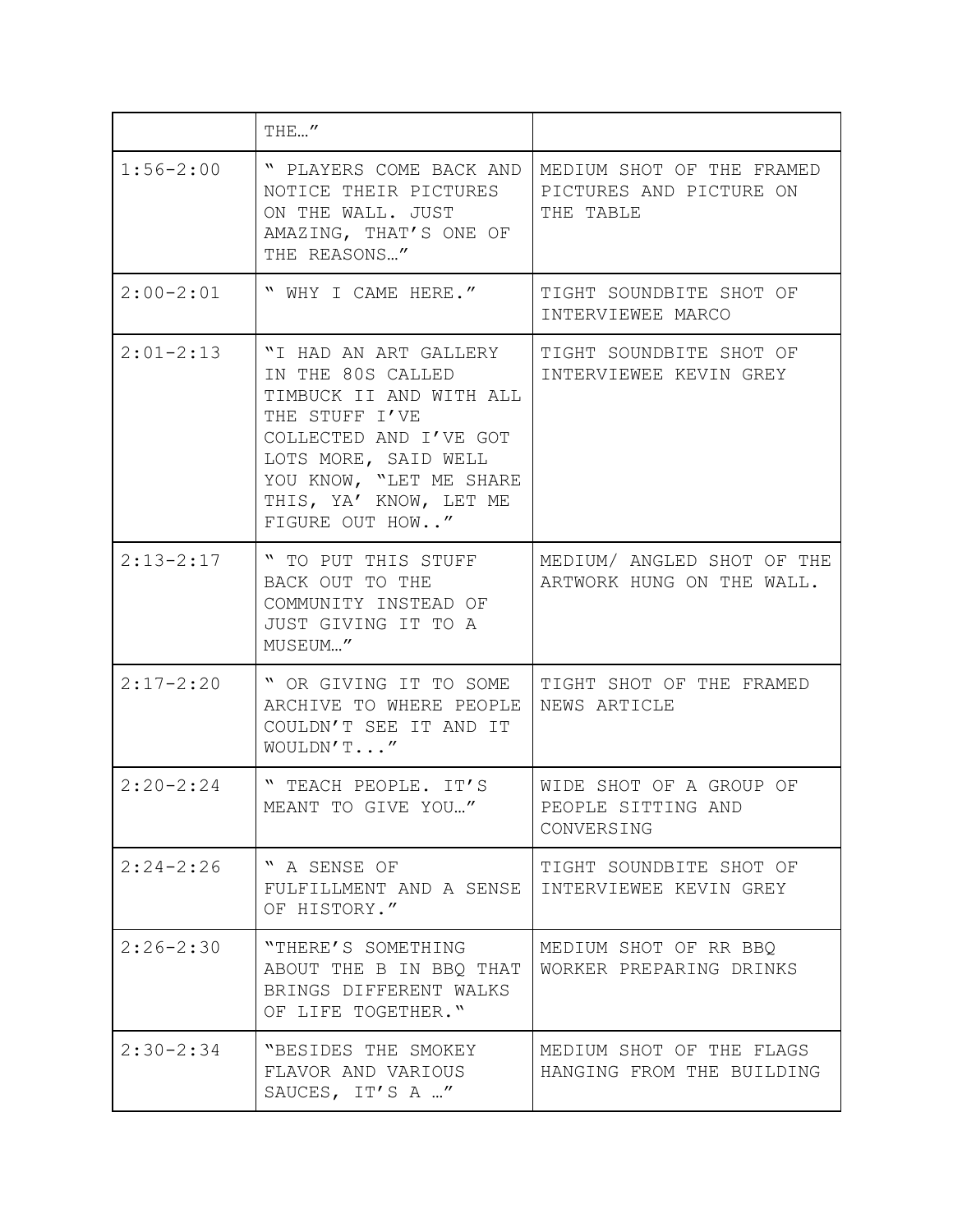| | | |
|---|---|---|
| | THE…” | |
| 1:56-2:00 | “ PLAYERS COME BACK AND NOTICE THEIR PICTURES ON THE WALL. JUST AMAZING, THAT'S ONE OF THE REASONS…” | MEDIUM SHOT OF THE FRAMED PICTURES AND PICTURE ON THE TABLE |
| 2:00-2:01 | “ WHY I CAME HERE.” | TIGHT SOUNDBITE SHOT OF INTERVIEWEE MARCO |
| 2:01-2:13 | “I HAD AN ART GALLERY IN THE 80S CALLED TIMBUCK II AND WITH ALL THE STUFF I'VE COLLECTED AND I'VE GOT LOTS MORE, SAID WELL YOU KNOW, “LET ME SHARE THIS, YA' KNOW, LET ME FIGURE OUT HOW..” | TIGHT SOUNDBITE SHOT OF INTERVIEWEE KEVIN GREY |
| 2:13-2:17 | “ TO PUT THIS STUFF BACK OUT TO THE COMMUNITY INSTEAD OF JUST GIVING IT TO A MUSEUM…” | MEDIUM/ ANGLED SHOT OF THE ARTWORK HUNG ON THE WALL. |
| 2:17-2:20 | “ OR GIVING IT TO SOME ARCHIVE TO WHERE PEOPLE COULDN'T SEE IT AND IT WOULDN'T...” | TIGHT SHOT OF THE FRAMED NEWS ARTICLE |
| 2:20-2:24 | “ TEACH PEOPLE. IT'S MEANT TO GIVE YOU…” | WIDE SHOT OF A GROUP OF PEOPLE SITTING AND CONVERSING |
| 2:24-2:26 | “ A SENSE OF FULFILLMENT AND A SENSE OF HISTORY.” | TIGHT SOUNDBITE SHOT OF INTERVIEWEE KEVIN GREY |
| 2:26-2:30 | “THERE'S SOMETHING ABOUT THE B IN BBQ THAT BRINGS DIFFERENT WALKS OF LIFE TOGETHER.“ | MEDIUM SHOT OF RR BBQ WORKER PREPARING DRINKS |
| 2:30-2:34 | “BESIDES THE SMOKEY FLAVOR AND VARIOUS SAUCES, IT'S A …” | MEDIUM SHOT OF THE FLAGS HANGING FROM THE BUILDING |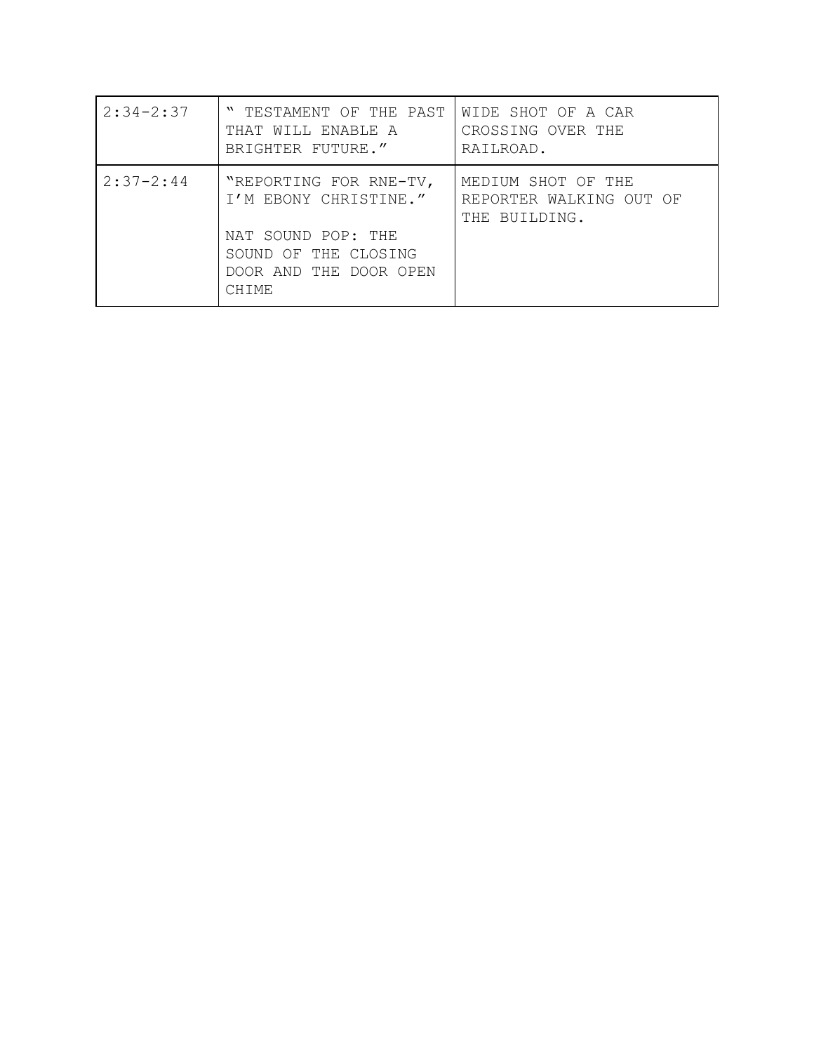| | | |
|---|---|---|
| 2:34-2:37 | " TESTAMENT OF THE PAST THAT WILL ENABLE A BRIGHTER FUTURE." | WIDE SHOT OF A CAR CROSSING OVER THE RAILROAD. |
| 2:37-2:44 | "REPORTING FOR RNE-TV, I'M EBONY CHRISTINE."<br><br>NAT SOUND POP: THE SOUND OF THE CLOSING DOOR AND THE DOOR OPEN CHIME | MEDIUM SHOT OF THE REPORTER WALKING OUT OF THE BUILDING. |